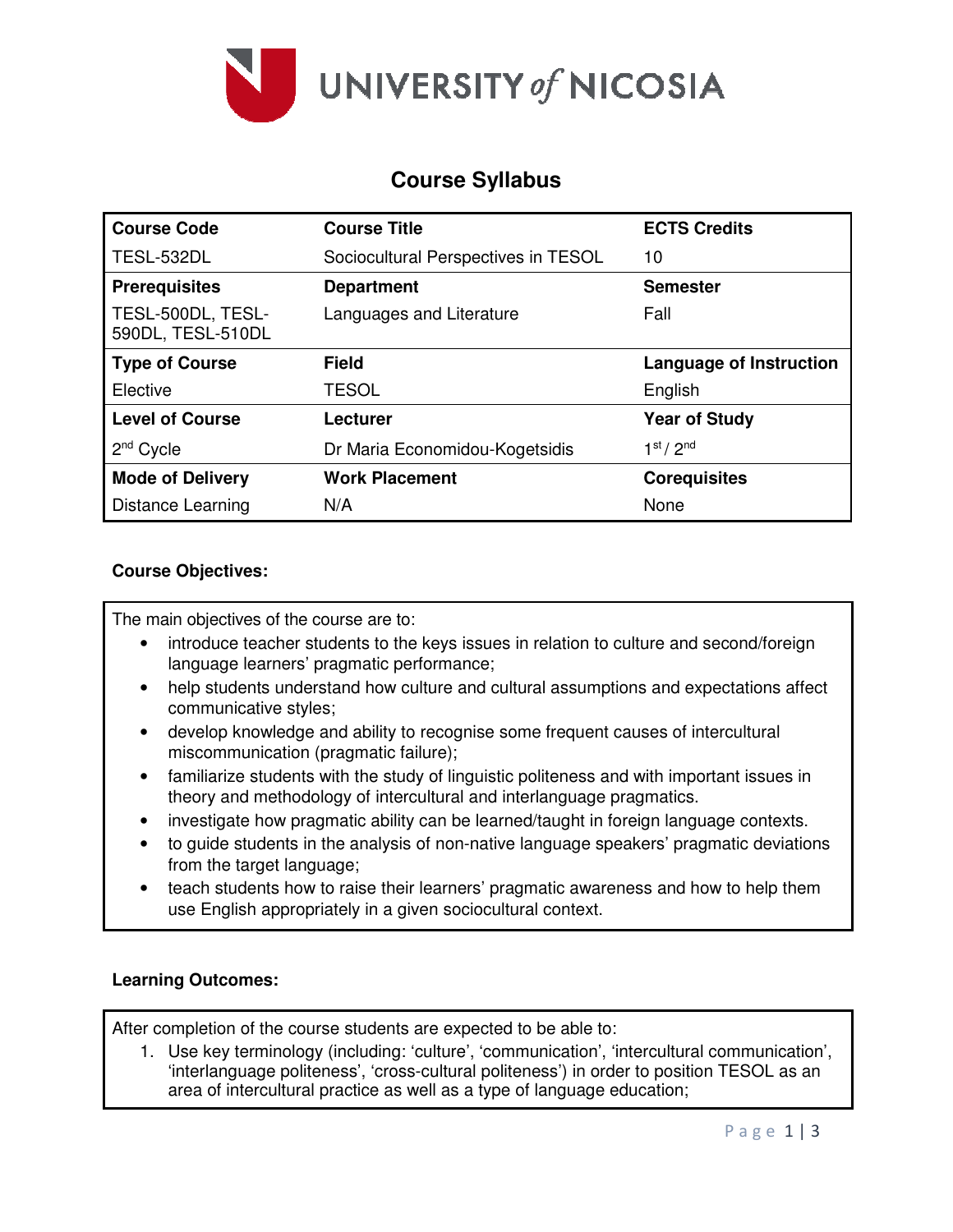UNIVERSITY of NICOSIA

# Course Syllabus

| | | |
|---|---|---|
| **Course Code** | **Course Title** | **ECTS Credits** |
| TESL-532DL | Sociocultural Perspectives in TESOL | 10 |
| **Prerequisites** | **Department** | **Semester** |
| TESL-500DL, TESL-590DL, TESL-510DL | Languages and Literature | Fall |
| **Type of Course** | **Field** | **Language of Instruction** |
| Elective | TESOL | English |
| **Level of Course** | **Lecturer** | **Year of Study** |
| 2nd Cycle | Dr Maria Economidou-Kogetsidis | 1st / 2nd |
| **Mode of Delivery** | **Work Placement** | **Corequisites** |
| Distance Learning | N/A | None |

**Course Objectives:**

The main objectives of the course are to:

- introduce teacher students to the keys issues in relation to culture and second/foreign language learners' pragmatic performance;
- help students understand how culture and cultural assumptions and expectations affect communicative styles;
- develop knowledge and ability to recognise some frequent causes of intercultural miscommunication (pragmatic failure);
- familiarize students with the study of linguistic politeness and with important issues in theory and methodology of intercultural and interlanguage pragmatics.
- investigate how pragmatic ability can be learned/taught in foreign language contexts.
- to guide students in the analysis of non-native language speakers' pragmatic deviations from the target language;
- teach students how to raise their learners' pragmatic awareness and how to help them use English appropriately in a given sociocultural context.

**Learning Outcomes:**

After completion of the course students are expected to be able to:

1. Use key terminology (including: 'culture', 'communication', 'intercultural communication', 'interlanguage politeness', 'cross-cultural politeness') in order to position TESOL as an area of intercultural practice as well as a type of language education;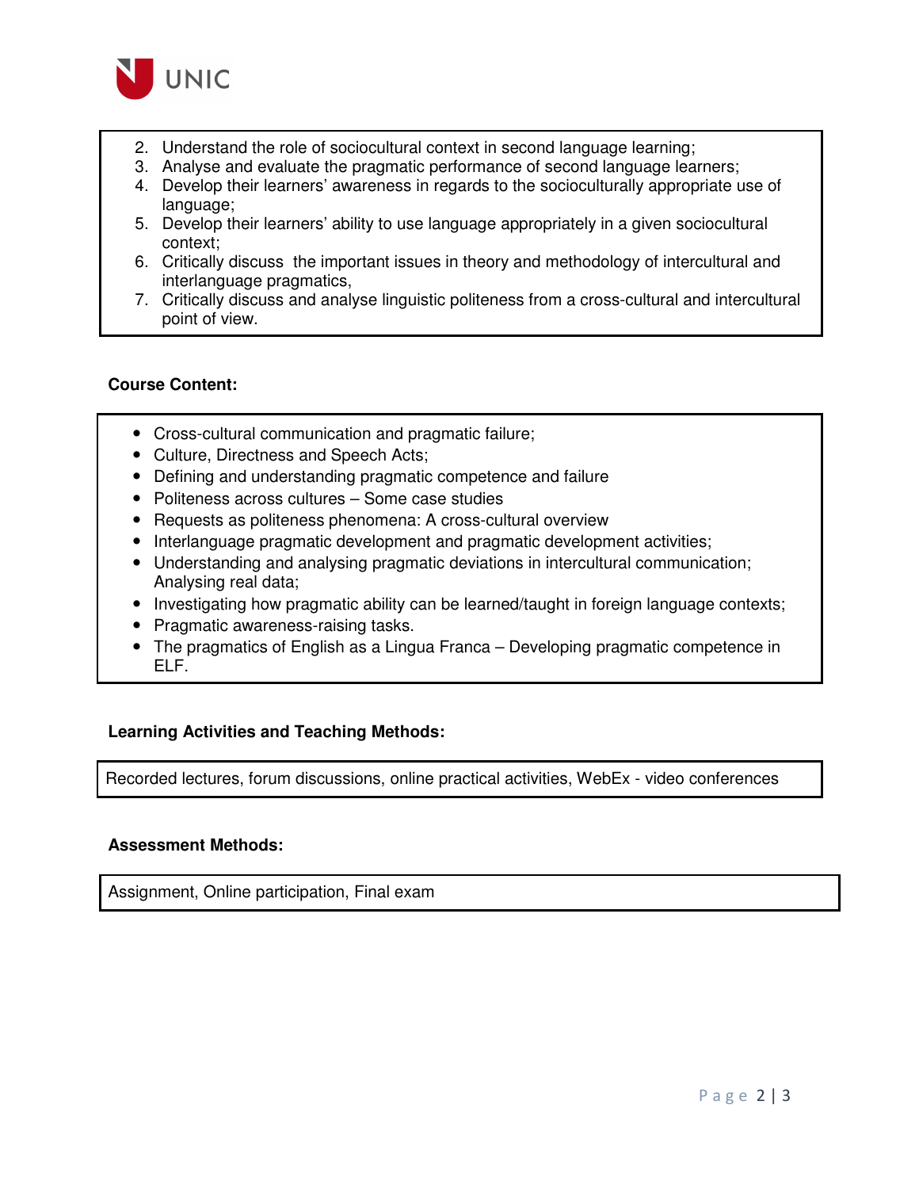2. Understand the role of sociocultural context in second language learning;
3. Analyse and evaluate the pragmatic performance of second language learners;
4. Develop their learners' awareness in regards to the socioculturally appropriate use of language;
5. Develop their learners' ability to use language appropriately in a given sociocultural context;
6. Critically discuss the important issues in theory and methodology of intercultural and interlanguage pragmatics,
7. Critically discuss and analyse linguistic politeness from a cross-cultural and intercultural point of view.

**Course Content:**

- Cross-cultural communication and pragmatic failure;
- Culture, Directness and Speech Acts;
- Defining and understanding pragmatic competence and failure
- Politeness across cultures – Some case studies
- Requests as politeness phenomena: A cross-cultural overview
- Interlanguage pragmatic development and pragmatic development activities;
- Understanding and analysing pragmatic deviations in intercultural communication; Analysing real data;
- Investigating how pragmatic ability can be learned/taught in foreign language contexts;
- Pragmatic awareness-raising tasks.
- The pragmatics of English as a Lingua Franca – Developing pragmatic competence in ELF.

**Learning Activities and Teaching Methods:**

Recorded lectures, forum discussions, online practical activities, WebEx - video conferences

**Assessment Methods:**

Assignment, Online participation, Final exam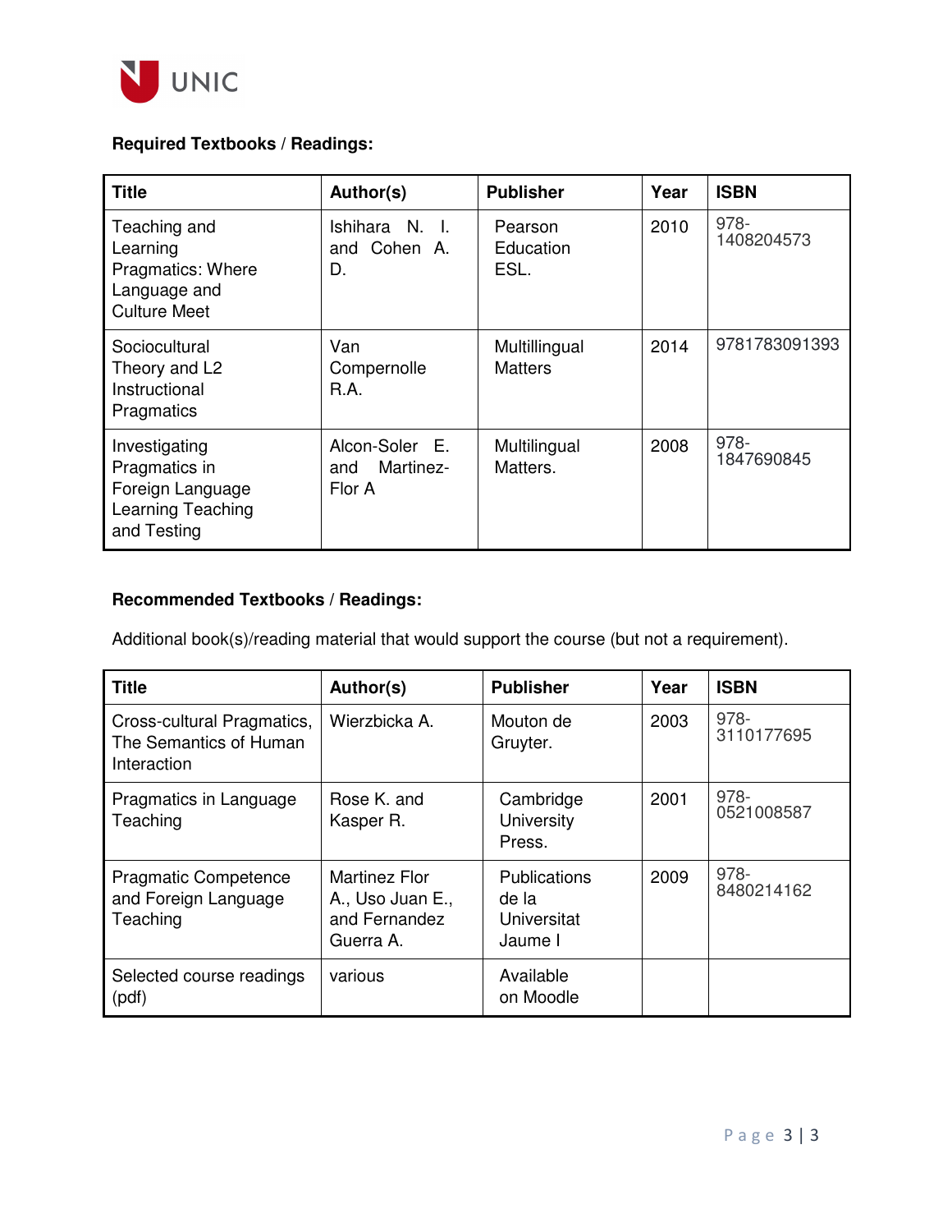**Required Textbooks / Readings:**

| Title | Author(s) | Publisher | Year | ISBN |
|---|---|---|---|---|
| Teaching and Learning Pragmatics: Where Language and Culture Meet | Ishihara N. I. and Cohen A. D. | Pearson Education ESL. | 2010 | 978-1408204573 |
| Sociocultural Theory and L2 Instructional Pragmatics | Van Compernolle R.A. | Multillingual Matters | 2014 | 9781783091393 |
| Investigating Pragmatics in Foreign Language Learning Teaching and Testing | Alcon-Soler E. and Martinez-Flor A | Multilingual Matters. | 2008 | 978-1847690845 |

**Recommended Textbooks / Readings:**

Additional book(s)/reading material that would support the course (but not a requirement).

| Title | Author(s) | Publisher | Year | ISBN |
|---|---|---|---|---|
| Cross-cultural Pragmatics, The Semantics of Human Interaction | Wierzbicka A. | Mouton de Gruyter. | 2003 | 978-3110177695 |
| Pragmatics in Language Teaching | Rose K. and Kasper R. | Cambridge University Press. | 2001 | 978-0521008587 |
| Pragmatic Competence and Foreign Language Teaching | Martinez Flor A., Uso Juan E., and Fernandez Guerra A. | Publications de la Universitat Jaume I | 2009 | 978-8480214162 |
| Selected course readings (pdf) | various | Available on Moodle | | |